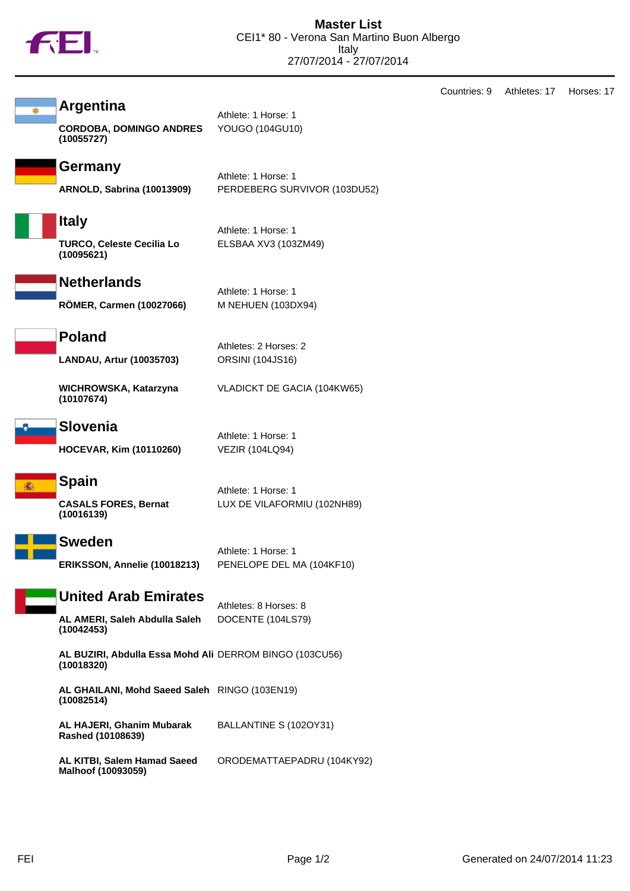# Master List

CEI1* 80 - Verona San Martino Buon Albergo
Italy
27/07/2014 - 27/07/2014

Countries: 9 Athletes: 17 Horses: 17

## Argentina

Athlete: 1 Horse: 1

| Athlete | Horse |
|---|---|
| **CORDOBA, DOMINGO ANDRES (10055727)** | YOUGO (104GU10) |

## Germany

Athlete: 1 Horse: 1

| Athlete | Horse |
|---|---|
| **ARNOLD, Sabrina (10013909)** | PERDEBERG SURVIVOR (103DU52) |

## Italy

Athlete: 1 Horse: 1

| Athlete | Horse |
|---|---|
| **TURCO, Celeste Cecilia Lo (10095621)** | ELSBAA XV3 (103ZM49) |

## Netherlands

Athlete: 1 Horse: 1

| Athlete | Horse |
|---|---|
| **RÖMER, Carmen (10027066)** | M NEHUEN (103DX94) |

## Poland

Athletes: 2 Horses: 2

| Athlete | Horse |
|---|---|
| **LANDAU, Artur (10035703)** | ORSINI (104JS16) |
| **WICHROWSKA, Katarzyna (10107674)** | VLADICKT DE GACIA (104KW65) |

## Slovenia

Athlete: 1 Horse: 1

| Athlete | Horse |
|---|---|
| **HOCEVAR, Kim (10110260)** | VEZIR (104LQ94) |

## Spain

Athlete: 1 Horse: 1

| Athlete | Horse |
|---|---|
| **CASALS FORES, Bernat (10016139)** | LUX DE VILAFORMIU (102NH89) |

## Sweden

Athlete: 1 Horse: 1

| Athlete | Horse |
|---|---|
| **ERIKSSON, Annelie (10018213)** | PENELOPE DEL MA (104KF10) |

## United Arab Emirates

Athletes: 8 Horses: 8

| Athlete | Horse |
|---|---|
| **AL AMERI, Saleh Abdulla Saleh (10042453)** | DOCENTE (104LS79) |
| **AL BUZIRI, Abdulla Essa Mohd Ali (10018320)** | DERROM BINGO (103CU56) |
| **AL GHAILANI, Mohd Saeed Saleh (10082514)** | RINGO (103EN19) |
| **AL HAJERI, Ghanim Mubarak Rashed (10108639)** | BALLANTINE S (102OY31) |
| **AL KITBI, Salem Hamad Saeed Malhoof (10093059)** | ORODEMATTAEPADRU (104KY92) |

Generated on 24/07/2014 11:23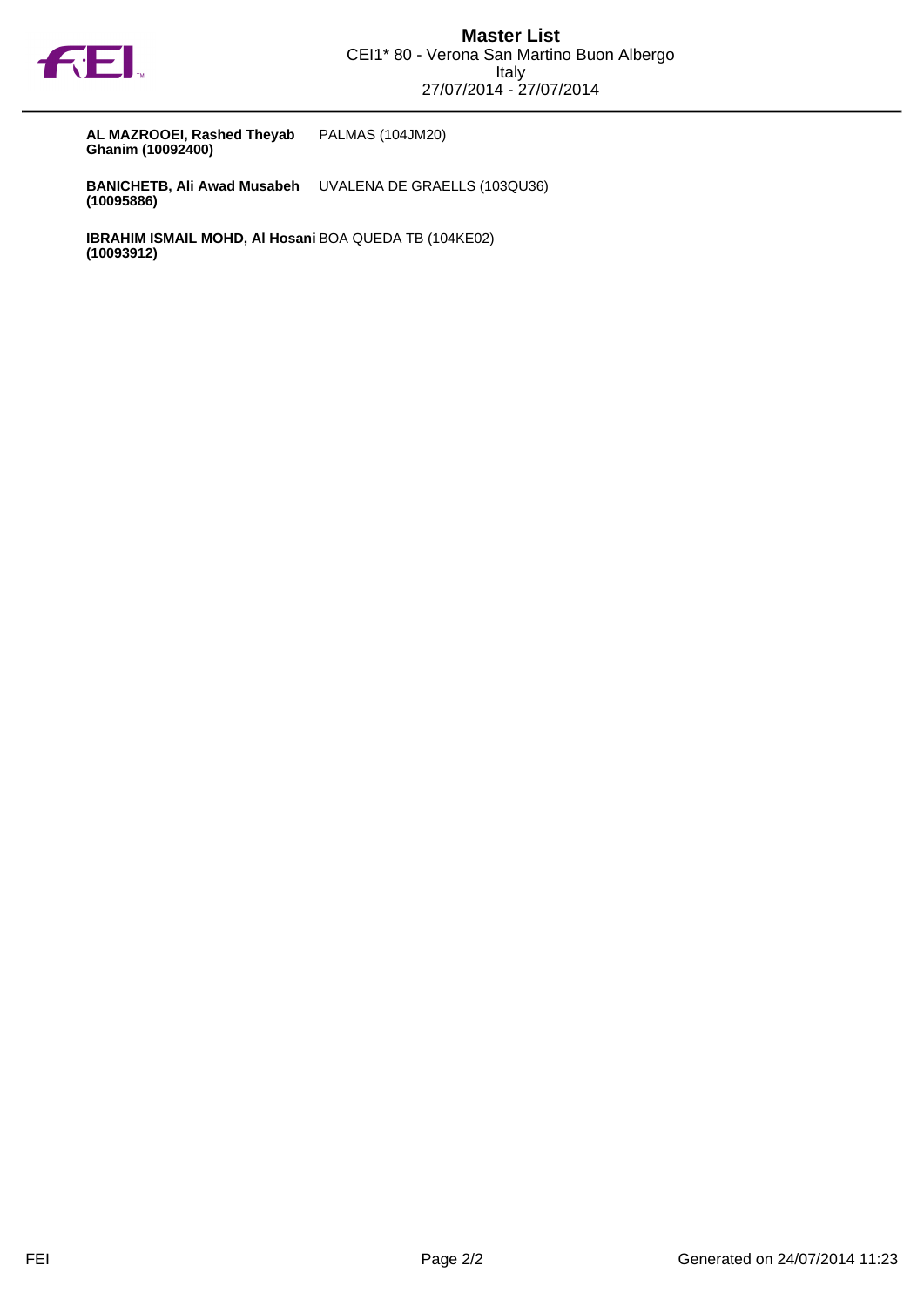| | |
|---|---|
| **AL MAZROOEI, Rashed Theyab Ghanim (10092400)** | PALMAS (104JM20) |
| **BANICHETB, Ali Awad Musabeh (10095886)** | UVALENA DE GRAELLS (103QU36) |
| **IBRAHIM ISMAIL MOHD, Al Hosani (10093912)** | BOA QUEDA TB (104KE02) |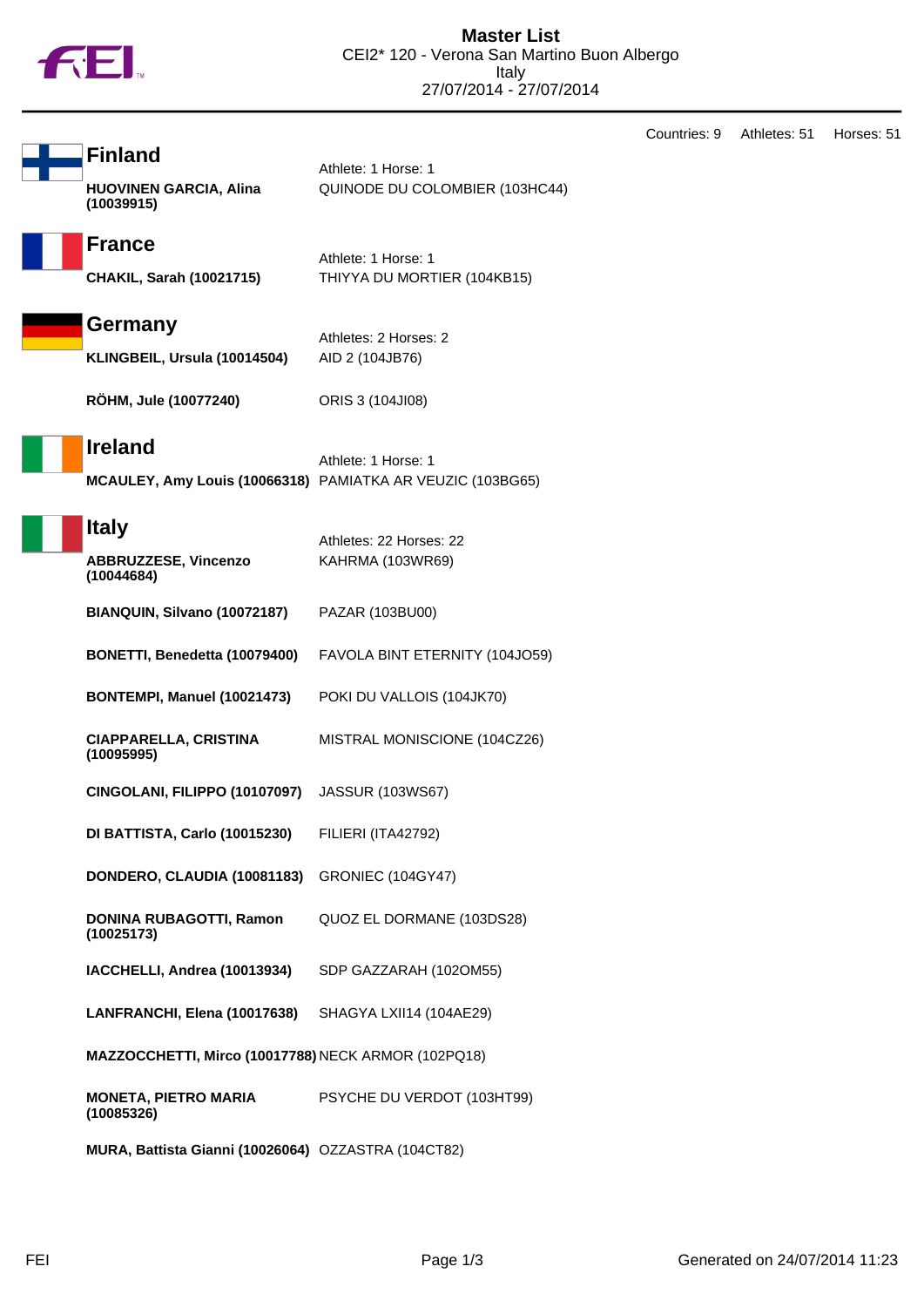# Master List

CEI2* 120 - Verona San Martino Buon Albergo
Italy
27/07/2014 - 27/07/2014

Countries: 9 Athletes: 51 Horses: 51

## Finland

Athlete: 1 Horse: 1

| | |
|---|---|
| **HUOVINEN GARCIA, Alina (10039915)** | QUINODE DU COLOMBIER (103HC44) |

## France

Athlete: 1 Horse: 1

| | |
|---|---|
| **CHAKIL, Sarah (10021715)** | THIYYA DU MORTIER (104KB15) |

## Germany

Athletes: 2 Horses: 2

| | |
|---|---|
| **KLINGBEIL, Ursula (10014504)** | AID 2 (104JB76) |
| **RÖHM, Jule (10077240)** | ORIS 3 (104JI08) |

## Ireland

Athlete: 1 Horse: 1

| | |
|---|---|
| **MCAULEY, Amy Louis (10066318)** | PAMIATKA AR VEUZIC (103BG65) |

## Italy

Athletes: 22 Horses: 22

| | |
|---|---|
| **ABBRUZZESE, Vincenzo (10044684)** | KAHRMA (103WR69) |
| **BIANQUIN, Silvano (10072187)** | PAZAR (103BU00) |
| **BONETTI, Benedetta (10079400)** | FAVOLA BINT ETERNITY (104JO59) |
| **BONTEMPI, Manuel (10021473)** | POKI DU VALLOIS (104JK70) |
| **CIAPPARELLA, CRISTINA (10095995)** | MISTRAL MONISCIONE (104CZ26) |
| **CINGOLANI, FILIPPO (10107097)** | JASSUR (103WS67) |
| **DI BATTISTA, Carlo (10015230)** | FILIERI (ITA42792) |
| **DONDERO, CLAUDIA (10081183)** | GRONIEC (104GY47) |
| **DONINA RUBAGOTTI, Ramon (10025173)** | QUOZ EL DORMANE (103DS28) |
| **IACCHELLI, Andrea (10013934)** | SDP GAZZARAH (102OM55) |
| **LANFRANCHI, Elena (10017638)** | SHAGYA LXII14 (104AE29) |
| **MAZZOCCHETTI, Mirco (10017788)** | NECK ARMOR (102PQ18) |
| **MONETA, PIETRO MARIA (10085326)** | PSYCHE DU VERDOT (103HT99) |
| **MURA, Battista Gianni (10026064)** | OZZASTRA (104CT82) |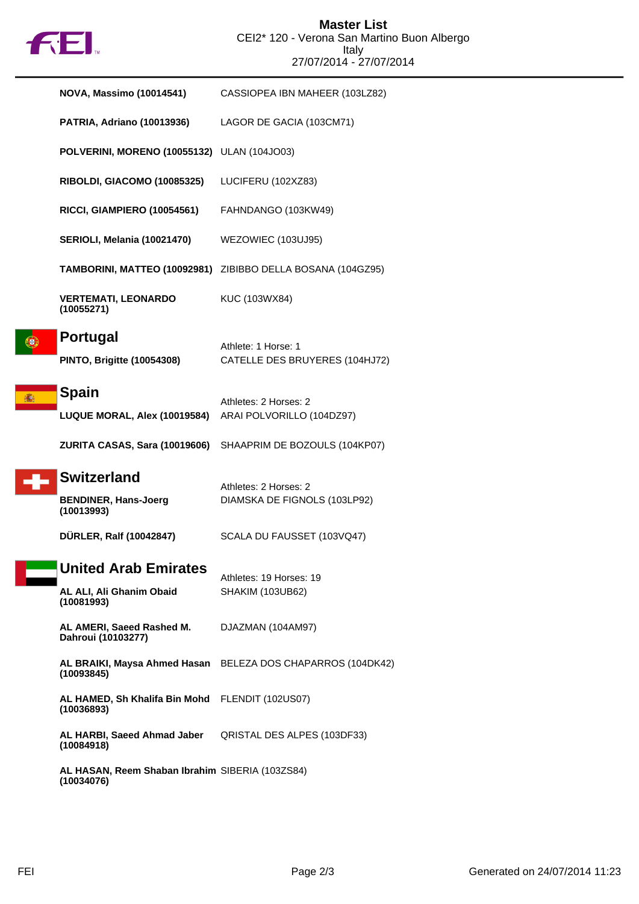# Master List

CEI2* 120 - Verona San Martino Buon Albergo
Italy
27/07/2014 - 27/07/2014

| | |
|---|---|
| **NOVA, Massimo (10014541)** | CASSIOPEA IBN MAHEER (103LZ82) |
| **PATRIA, Adriano (10013936)** | LAGOR DE GACIA (103CM71) |
| **POLVERINI, MORENO (10055132)** | ULAN (104JO03) |
| **RIBOLDI, GIACOMO (10085325)** | LUCIFERU (102XZ83) |
| **RICCI, GIAMPIERO (10054561)** | FAHNDANGO (103KW49) |
| **SERIOLI, Melania (10021470)** | WEZOWIEC (103UJ95) |
| **TAMBORINI, MATTEO (10092981)** | ZIBIBBO DELLA BOSANA (104GZ95) |
| **VERTEMATI, LEONARDO (10055271)** | KUC (103WX84) |

## Portugal

Athlete: 1 Horse: 1

| | |
|---|---|
| **PINTO, Brigitte (10054308)** | CATELLE DES BRUYERES (104HJ72) |

## Spain

Athletes: 2 Horses: 2

| | |
|---|---|
| **LUQUE MORAL, Alex (10019584)** | ARAI POLVORILLO (104DZ97) |
| **ZURITA CASAS, Sara (10019606)** | SHAAPRIM DE BOZOULS (104KP07) |

## Switzerland

Athletes: 2 Horses: 2

| | |
|---|---|
| **BENDINER, Hans-Joerg (10013993)** | DIAMSKA DE FIGNOLS (103LP92) |
| **DÜRLER, Ralf (10042847)** | SCALA DU FAUSSET (103VQ47) |

## United Arab Emirates

Athletes: 19 Horses: 19

| | |
|---|---|
| **AL ALI, Ali Ghanim Obaid (10081993)** | SHAKIM (103UB62) |
| **AL AMERI, Saeed Rashed M. Dahroui (10103277)** | DJAZMAN (104AM97) |
| **AL BRAIKI, Maysa Ahmed Hasan (10093845)** | BELEZA DOS CHAPARROS (104DK42) |
| **AL HAMED, Sh Khalifa Bin Mohd (10036893)** | FLENDIT (102US07) |
| **AL HARBI, Saeed Ahmad Jaber (10084918)** | QRISTAL DES ALPES (103DF33) |
| **AL HASAN, Reem Shaban Ibrahim (10034076)** | SIBERIA (103ZS84) |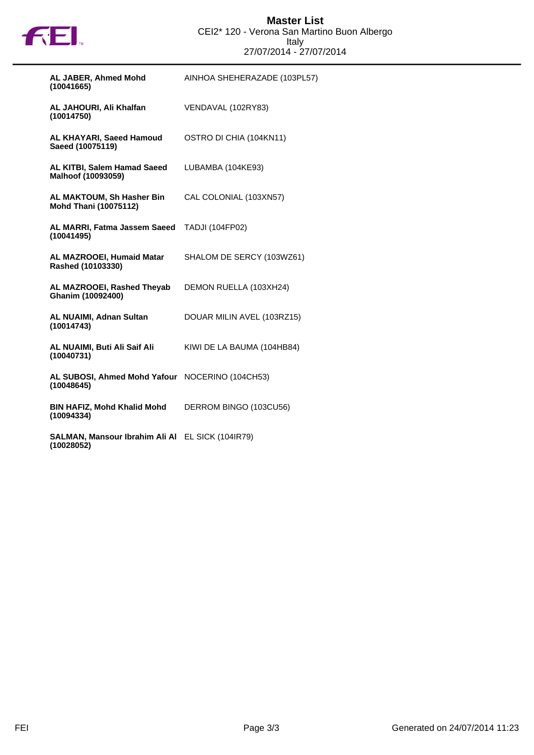# Master List

CEI2* 120 - Verona San Martino Buon Albergo
Italy
27/07/2014 - 27/07/2014

| Rider | Horse |
|---|---|
| **AL JABER, Ahmed Mohd (10041665)** | AINHOA SHEHERAZADE (103PL57) |
| **AL JAHOURI, Ali Khalfan (10014750)** | VENDAVAL (102RY83) |
| **AL KHAYARI, Saeed Hamoud Saeed (10075119)** | OSTRO DI CHIA (104KN11) |
| **AL KITBI, Salem Hamad Saeed Malhoof (10093059)** | LUBAMBA (104KE93) |
| **AL MAKTOUM, Sh Hasher Bin Mohd Thani (10075112)** | CAL COLONIAL (103XN57) |
| **AL MARRI, Fatma Jassem Saeed (10041495)** | TADJI (104FP02) |
| **AL MAZROOEI, Humaid Matar Rashed (10103330)** | SHALOM DE SERCY (103WZ61) |
| **AL MAZROOEI, Rashed Theyab Ghanim (10092400)** | DEMON RUELLA (103XH24) |
| **AL NUAIMI, Adnan Sultan (10014743)** | DOUAR MILIN AVEL (103RZ15) |
| **AL NUAIMI, Buti Ali Saif Ali (10040731)** | KIWI DE LA BAUMA (104HB84) |
| **AL SUBOSI, Ahmed Mohd Yafour (10048645)** | NOCERINO (104CH53) |
| **BIN HAFIZ, Mohd Khalid Mohd (10094334)** | DERROM BINGO (103CU56) |
| **SALMAN, Mansour Ibrahim Ali Al (10028052)** | EL SICK (104IR79) |

Generated on 24/07/2014 11:23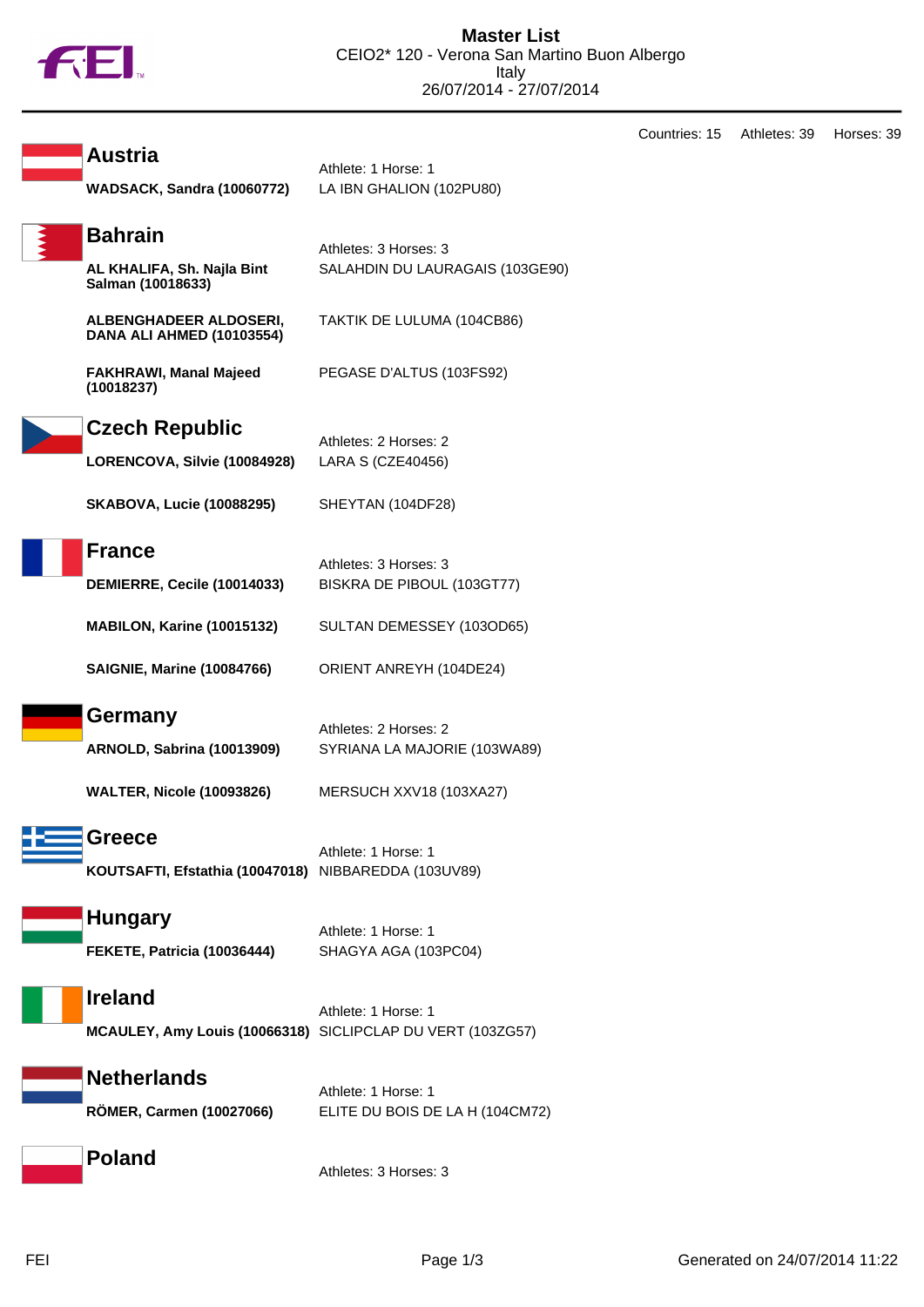# Master List

CEIO2* 120 - Verona San Martino Buon Albergo
Italy
26/07/2014 - 27/07/2014

Countries: 15 Athletes: 39 Horses: 39

## Austria

Athlete: 1 Horse: 1

| Athlete | Horse |
|---|---|
| **WADSACK, Sandra (10060772)** | LA IBN GHALION (102PU80) |

## Bahrain

Athletes: 3 Horses: 3

| Athlete | Horse |
|---|---|
| **AL KHALIFA, Sh. Najla Bint Salman (10018633)** | SALAHDIN DU LAURAGAIS (103GE90) |
| **ALBENGHADEER ALDOSERI, DANA ALI AHMED (10103554)** | TAKTIK DE LULUMA (104CB86) |
| **FAKHRAWI, Manal Majeed (10018237)** | PEGASE D'ALTUS (103FS92) |

## Czech Republic

Athletes: 2 Horses: 2

| Athlete | Horse |
|---|---|
| **LORENCOVA, Silvie (10084928)** | LARA S (CZE40456) |
| **SKABOVA, Lucie (10088295)** | SHEYTAN (104DF28) |

## France

Athletes: 3 Horses: 3

| Athlete | Horse |
|---|---|
| **DEMIERRE, Cecile (10014033)** | BISKRA DE PIBOUL (103GT77) |
| **MABILON, Karine (10015132)** | SULTAN DEMESSEY (103OD65) |
| **SAIGNIE, Marine (10084766)** | ORIENT ANREYH (104DE24) |

## Germany

Athletes: 2 Horses: 2

| Athlete | Horse |
|---|---|
| **ARNOLD, Sabrina (10013909)** | SYRIANA LA MAJORIE (103WA89) |
| **WALTER, Nicole (10093826)** | MERSUCH XXV18 (103XA27) |

## Greece

Athlete: 1 Horse: 1

| Athlete | Horse |
|---|---|
| **KOUTSAFTI, Efstathia (10047018)** | NIBBAREDDA (103UV89) |

## Hungary

Athlete: 1 Horse: 1

| Athlete | Horse |
|---|---|
| **FEKETE, Patricia (10036444)** | SHAGYA AGA (103PC04) |

## Ireland

Athlete: 1 Horse: 1

| Athlete | Horse |
|---|---|
| **MCAULEY, Amy Louis (10066318)** | SICLIPCLAP DU VERT (103ZG57) |

## Netherlands

Athlete: 1 Horse: 1

| Athlete | Horse |
|---|---|
| **RÖMER, Carmen (10027066)** | ELITE DU BOIS DE LA H (104CM72) |

## Poland

Athletes: 3 Horses: 3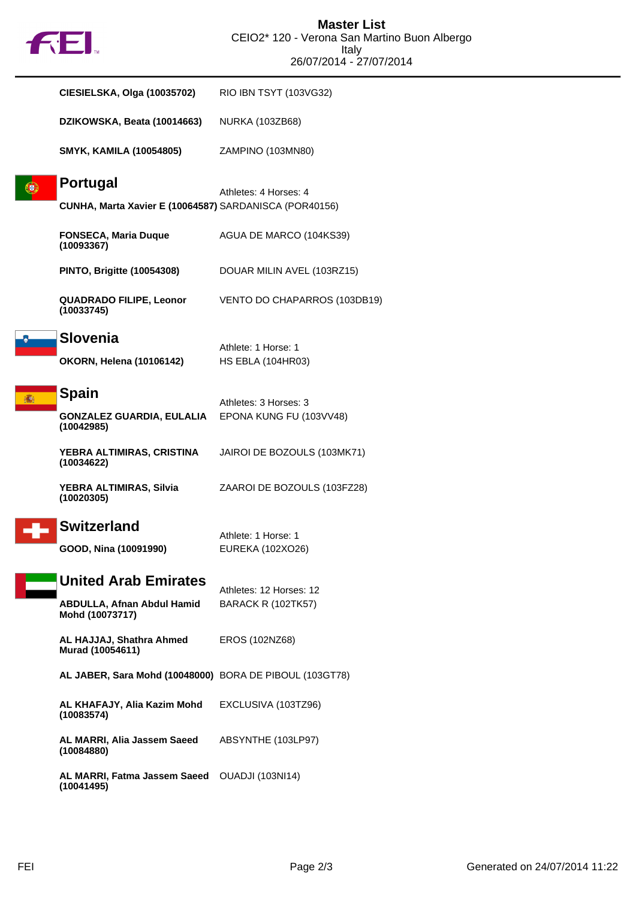| | |
|---|---|
| **CIESIELSKA, Olga (10035702)** | RIO IBN TSYT (103VG32) |
| **DZIKOWSKA, Beata (10014663)** | NURKA (103ZB68) |
| **SMYK, KAMILA (10054805)** | ZAMPINO (103MN80) |

## Portugal

Athletes: 4 Horses: 4

| | |
|---|---|
| **CUNHA, Marta Xavier E (10064587)** | SARDANISCA (POR40156) |
| **FONSECA, Maria Duque (10093367)** | AGUA DE MARCO (104KS39) |
| **PINTO, Brigitte (10054308)** | DOUAR MILIN AVEL (103RZ15) |
| **QUADRADO FILIPE, Leonor (10033745)** | VENTO DO CHAPARROS (103DB19) |

## Slovenia

Athlete: 1 Horse: 1

| | |
|---|---|
| **OKORN, Helena (10106142)** | HS EBLA (104HR03) |

## Spain

Athletes: 3 Horses: 3

| | |
|---|---|
| **GONZALEZ GUARDIA, EULALIA (10042985)** | EPONA KUNG FU (103VV48) |
| **YEBRA ALTIMIRAS, CRISTINA (10034622)** | JAIROI DE BOZOULS (103MK71) |
| **YEBRA ALTIMIRAS, Silvia (10020305)** | ZAAROI DE BOZOULS (103FZ28) |

## Switzerland

Athlete: 1 Horse: 1

| | |
|---|---|
| **GOOD, Nina (10091990)** | EUREKA (102XO26) |

## United Arab Emirates

Athletes: 12 Horses: 12

| | |
|---|---|
| **ABDULLA, Afnan Abdul Hamid Mohd (10073717)** | BARACK R (102TK57) |
| **AL HAJJAJ, Shathra Ahmed Murad (10054611)** | EROS (102NZ68) |
| **AL JABER, Sara Mohd (10048000)** | BORA DE PIBOUL (103GT78) |
| **AL KHAFAJY, Alia Kazim Mohd (10083574)** | EXCLUSIVA (103TZ96) |
| **AL MARRI, Alia Jassem Saeed (10084880)** | ABSYNTHE (103LP97) |
| **AL MARRI, Fatma Jassem Saeed (10041495)** | OUADJI (103NI14) |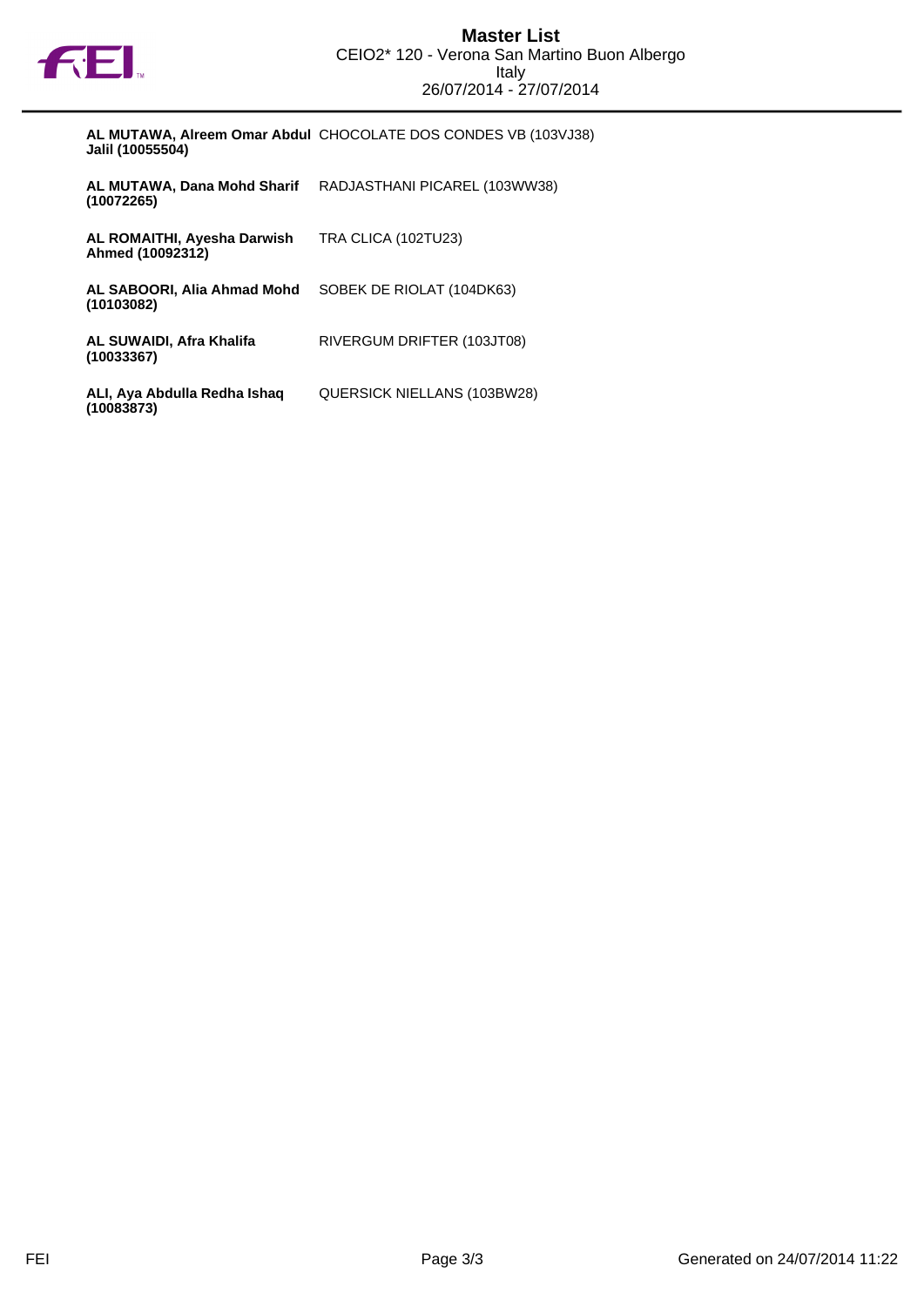| | |
|---|---|
| **AL MUTAWA, Alreem Omar Abdul Jalil (10055504)** | CHOCOLATE DOS CONDES VB (103VJ38) |
| **AL MUTAWA, Dana Mohd Sharif (10072265)** | RADJASTHANI PICAREL (103WW38) |
| **AL ROMAITHI, Ayesha Darwish Ahmed (10092312)** | TRA CLICA (102TU23) |
| **AL SABOORI, Alia Ahmad Mohd (10103082)** | SOBEK DE RIOLAT (104DK63) |
| **AL SUWAIDI, Afra Khalifa (10033367)** | RIVERGUM DRIFTER (103JT08) |
| **ALI, Aya Abdulla Redha Ishaq (10083873)** | QUERSICK NIELLANS (103BW28) |